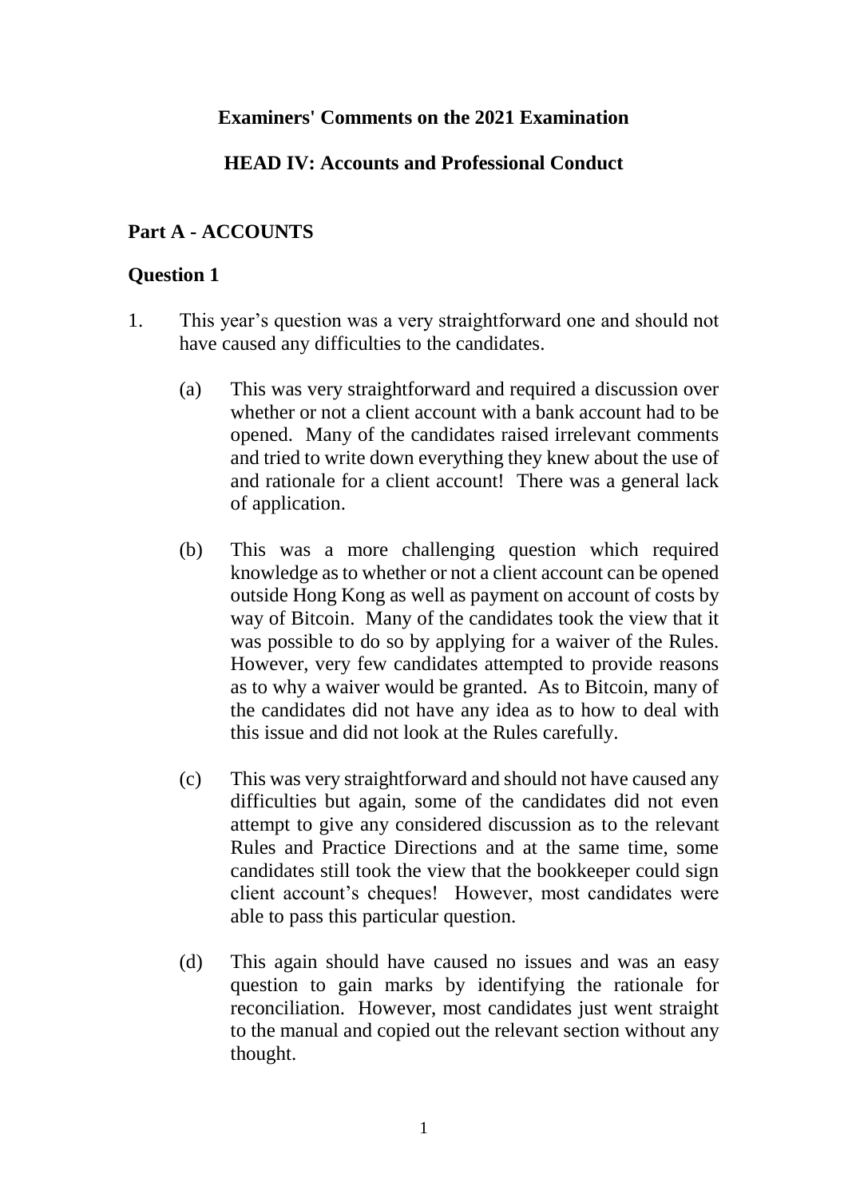# Examiners' Comments on the 2021 Examination

## HEAD IV: Accounts and Professional Conduct

### Part A - ACCOUNTS

### Question 1

1. This year's question was a very straightforward one and should not have caused any difficulties to the candidates.

   (a) This was very straightforward and required a discussion over whether or not a client account with a bank account had to be opened. Many of the candidates raised irrelevant comments and tried to write down everything they knew about the use of and rationale for a client account! There was a general lack of application.

   (b) This was a more challenging question which required knowledge as to whether or not a client account can be opened outside Hong Kong as well as payment on account of costs by way of Bitcoin. Many of the candidates took the view that it was possible to do so by applying for a waiver of the Rules. However, very few candidates attempted to provide reasons as to why a waiver would be granted. As to Bitcoin, many of the candidates did not have any idea as to how to deal with this issue and did not look at the Rules carefully.

   (c) This was very straightforward and should not have caused any difficulties but again, some of the candidates did not even attempt to give any considered discussion as to the relevant Rules and Practice Directions and at the same time, some candidates still took the view that the bookkeeper could sign client account's cheques! However, most candidates were able to pass this particular question.

   (d) This again should have caused no issues and was an easy question to gain marks by identifying the rationale for reconciliation. However, most candidates just went straight to the manual and copied out the relevant section without any thought.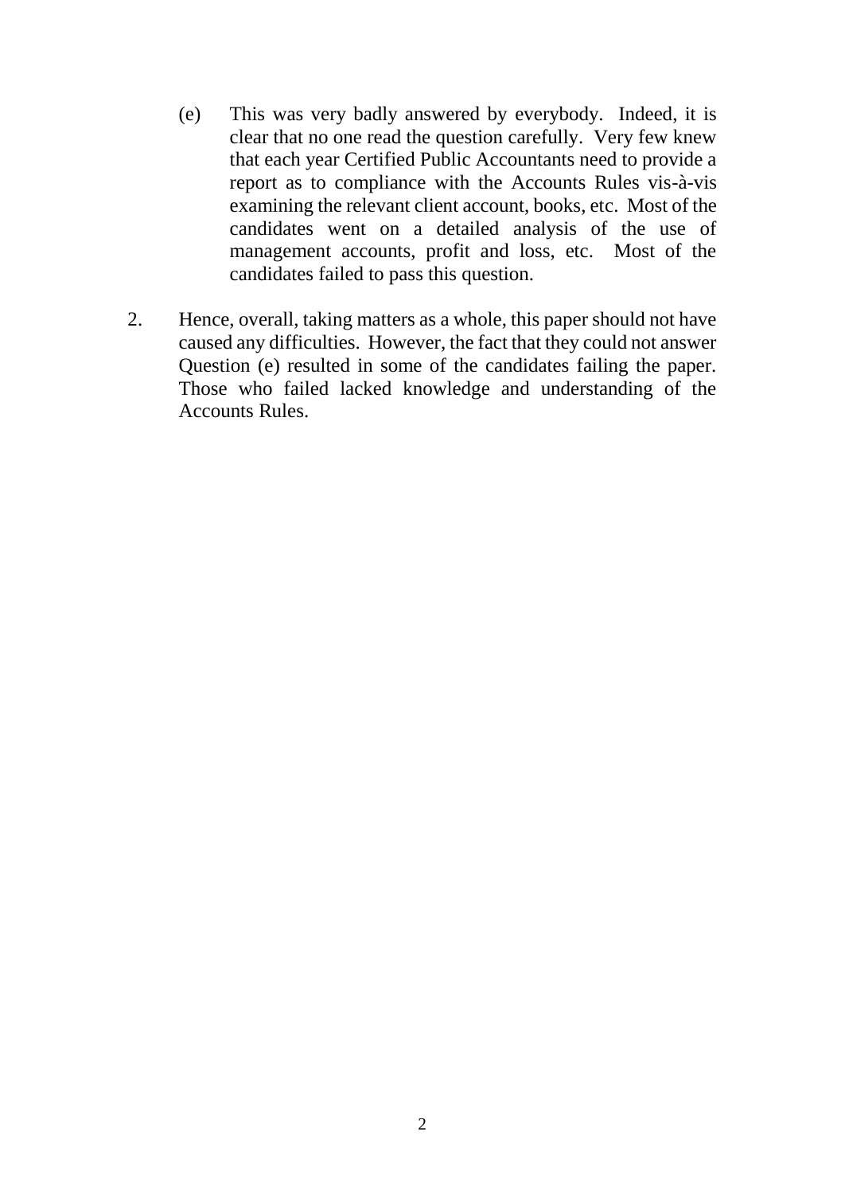(e) This was very badly answered by everybody. Indeed, it is clear that no one read the question carefully. Very few knew that each year Certified Public Accountants need to provide a report as to compliance with the Accounts Rules vis-à-vis examining the relevant client account, books, etc. Most of the candidates went on a detailed analysis of the use of management accounts, profit and loss, etc. Most of the candidates failed to pass this question.

2. Hence, overall, taking matters as a whole, this paper should not have caused any difficulties. However, the fact that they could not answer Question (e) resulted in some of the candidates failing the paper. Those who failed lacked knowledge and understanding of the Accounts Rules.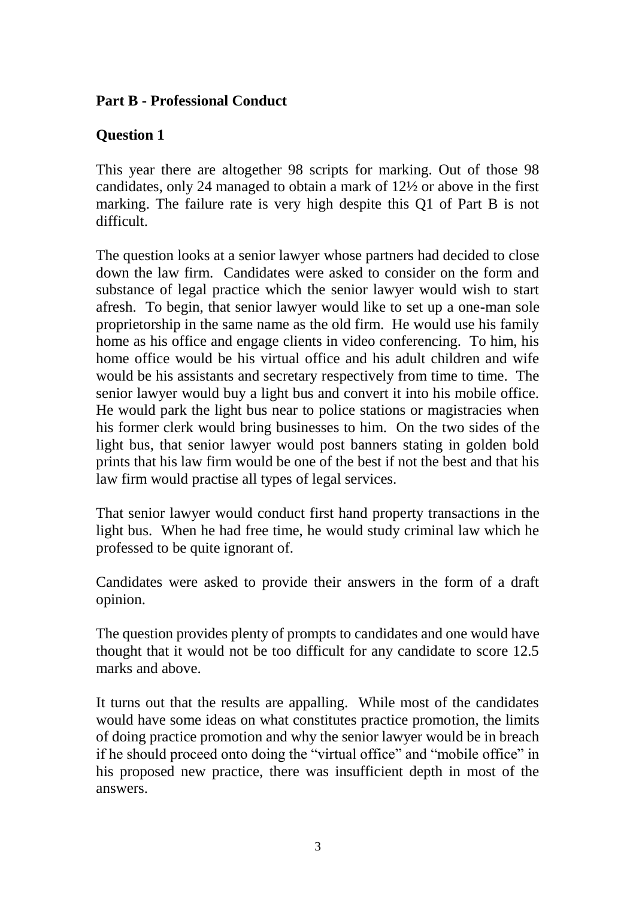**Part B - Professional Conduct**

**Question 1**

This year there are altogether 98 scripts for marking. Out of those 98 candidates, only 24 managed to obtain a mark of 12½ or above in the first marking. The failure rate is very high despite this Q1 of Part B is not difficult.

The question looks at a senior lawyer whose partners had decided to close down the law firm. Candidates were asked to consider on the form and substance of legal practice which the senior lawyer would wish to start afresh. To begin, that senior lawyer would like to set up a one-man sole proprietorship in the same name as the old firm. He would use his family home as his office and engage clients in video conferencing. To him, his home office would be his virtual office and his adult children and wife would be his assistants and secretary respectively from time to time. The senior lawyer would buy a light bus and convert it into his mobile office. He would park the light bus near to police stations or magistracies when his former clerk would bring businesses to him. On the two sides of the light bus, that senior lawyer would post banners stating in golden bold prints that his law firm would be one of the best if not the best and that his law firm would practise all types of legal services.

That senior lawyer would conduct first hand property transactions in the light bus. When he had free time, he would study criminal law which he professed to be quite ignorant of.

Candidates were asked to provide their answers in the form of a draft opinion.

The question provides plenty of prompts to candidates and one would have thought that it would not be too difficult for any candidate to score 12.5 marks and above.

It turns out that the results are appalling. While most of the candidates would have some ideas on what constitutes practice promotion, the limits of doing practice promotion and why the senior lawyer would be in breach if he should proceed onto doing the "virtual office" and "mobile office" in his proposed new practice, there was insufficient depth in most of the answers.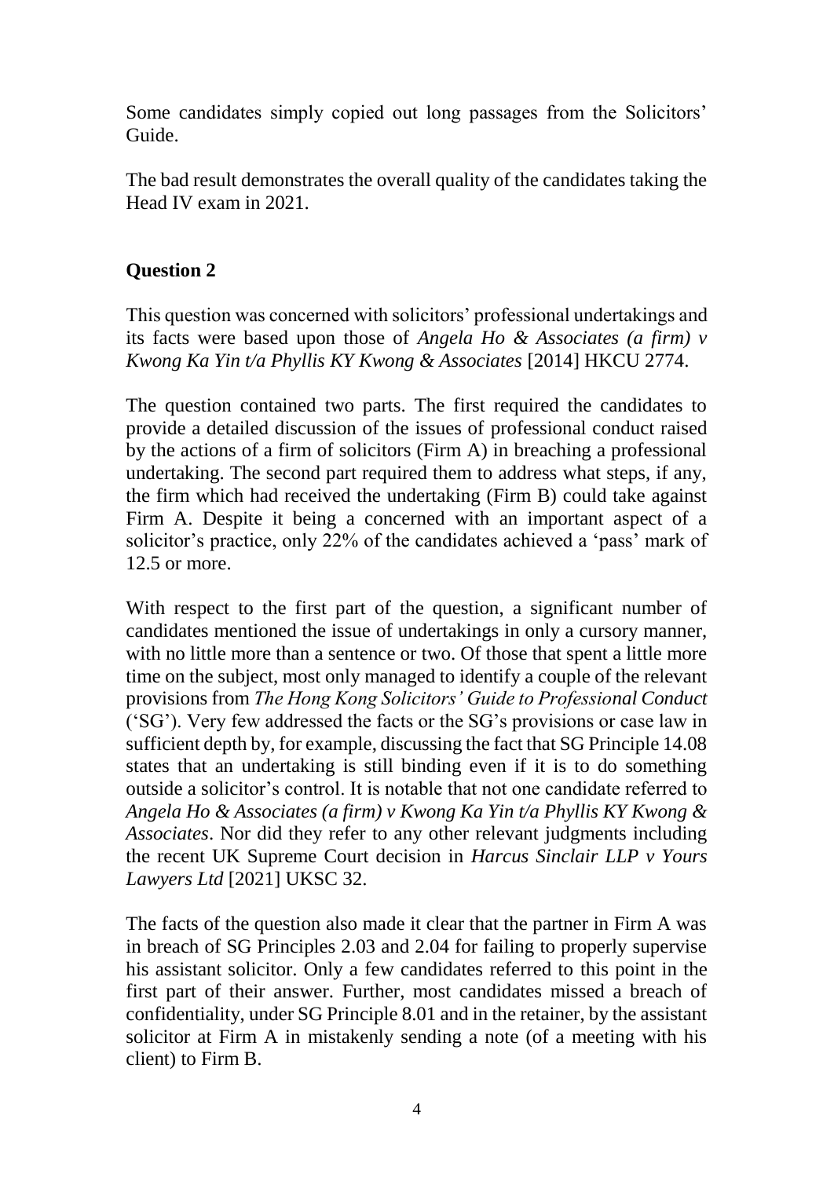Some candidates simply copied out long passages from the Solicitors' Guide.

The bad result demonstrates the overall quality of the candidates taking the Head IV exam in 2021.

## Question 2

This question was concerned with solicitors' professional undertakings and its facts were based upon those of *Angela Ho & Associates (a firm) v Kwong Ka Yin t/a Phyllis KY Kwong & Associates* [2014] HKCU 2774.

The question contained two parts. The first required the candidates to provide a detailed discussion of the issues of professional conduct raised by the actions of a firm of solicitors (Firm A) in breaching a professional undertaking. The second part required them to address what steps, if any, the firm which had received the undertaking (Firm B) could take against Firm A. Despite it being a concerned with an important aspect of a solicitor's practice, only 22% of the candidates achieved a 'pass' mark of 12.5 or more.

With respect to the first part of the question, a significant number of candidates mentioned the issue of undertakings in only a cursory manner, with no little more than a sentence or two. Of those that spent a little more time on the subject, most only managed to identify a couple of the relevant provisions from *The Hong Kong Solicitors' Guide to Professional Conduct* ('SG'). Very few addressed the facts or the SG's provisions or case law in sufficient depth by, for example, discussing the fact that SG Principle 14.08 states that an undertaking is still binding even if it is to do something outside a solicitor's control. It is notable that not one candidate referred to *Angela Ho & Associates (a firm) v Kwong Ka Yin t/a Phyllis KY Kwong & Associates*. Nor did they refer to any other relevant judgments including the recent UK Supreme Court decision in *Harcus Sinclair LLP v Yours Lawyers Ltd* [2021] UKSC 32.

The facts of the question also made it clear that the partner in Firm A was in breach of SG Principles 2.03 and 2.04 for failing to properly supervise his assistant solicitor. Only a few candidates referred to this point in the first part of their answer. Further, most candidates missed a breach of confidentiality, under SG Principle 8.01 and in the retainer, by the assistant solicitor at Firm A in mistakenly sending a note (of a meeting with his client) to Firm B.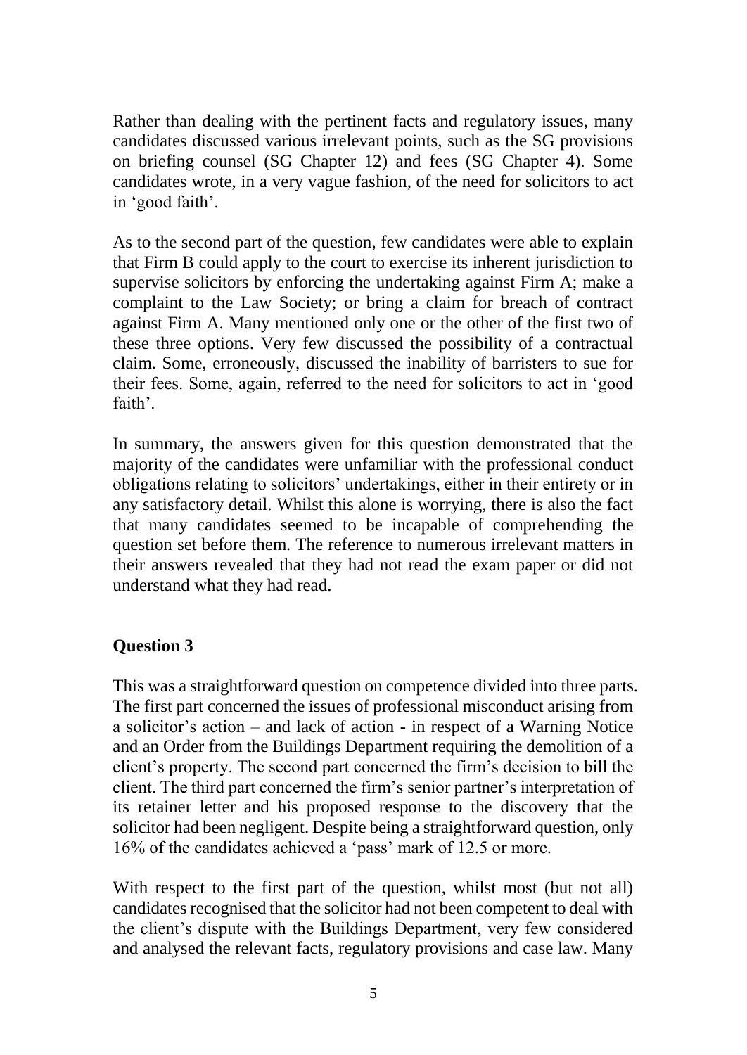Rather than dealing with the pertinent facts and regulatory issues, many candidates discussed various irrelevant points, such as the SG provisions on briefing counsel (SG Chapter 12) and fees (SG Chapter 4). Some candidates wrote, in a very vague fashion, of the need for solicitors to act in 'good faith'.

As to the second part of the question, few candidates were able to explain that Firm B could apply to the court to exercise its inherent jurisdiction to supervise solicitors by enforcing the undertaking against Firm A; make a complaint to the Law Society; or bring a claim for breach of contract against Firm A. Many mentioned only one or the other of the first two of these three options. Very few discussed the possibility of a contractual claim. Some, erroneously, discussed the inability of barristers to sue for their fees. Some, again, referred to the need for solicitors to act in 'good faith'.

In summary, the answers given for this question demonstrated that the majority of the candidates were unfamiliar with the professional conduct obligations relating to solicitors' undertakings, either in their entirety or in any satisfactory detail. Whilst this alone is worrying, there is also the fact that many candidates seemed to be incapable of comprehending the question set before them. The reference to numerous irrelevant matters in their answers revealed that they had not read the exam paper or did not understand what they had read.

## Question 3

This was a straightforward question on competence divided into three parts. The first part concerned the issues of professional misconduct arising from a solicitor's action – and lack of action - in respect of a Warning Notice and an Order from the Buildings Department requiring the demolition of a client's property. The second part concerned the firm's decision to bill the client. The third part concerned the firm's senior partner's interpretation of its retainer letter and his proposed response to the discovery that the solicitor had been negligent. Despite being a straightforward question, only 16% of the candidates achieved a 'pass' mark of 12.5 or more.

With respect to the first part of the question, whilst most (but not all) candidates recognised that the solicitor had not been competent to deal with the client's dispute with the Buildings Department, very few considered and analysed the relevant facts, regulatory provisions and case law. Many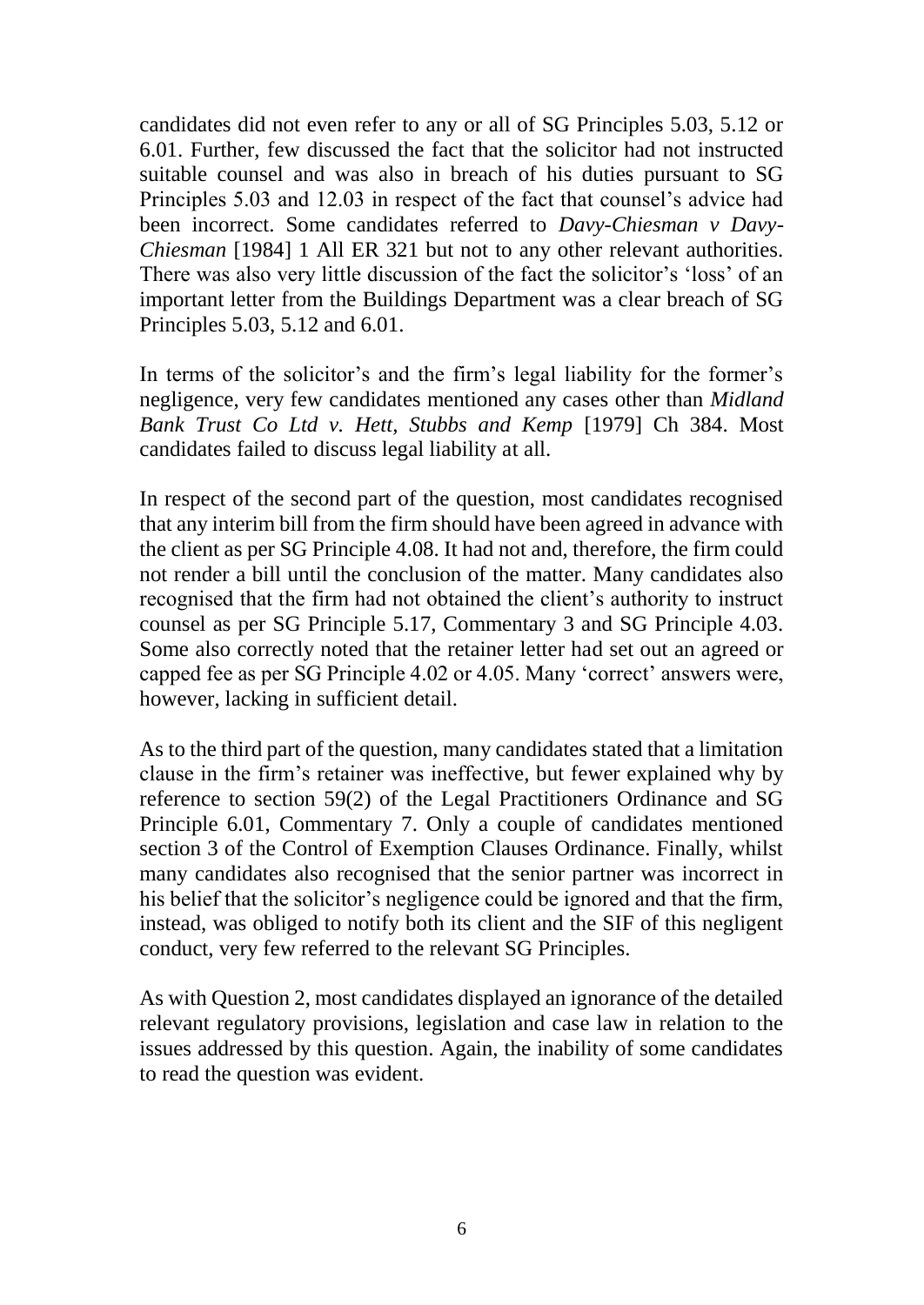candidates did not even refer to any or all of SG Principles 5.03, 5.12 or 6.01. Further, few discussed the fact that the solicitor had not instructed suitable counsel and was also in breach of his duties pursuant to SG Principles 5.03 and 12.03 in respect of the fact that counsel's advice had been incorrect. Some candidates referred to *Davy-Chiesman v Davy-Chiesman* [1984] 1 All ER 321 but not to any other relevant authorities. There was also very little discussion of the fact the solicitor's 'loss' of an important letter from the Buildings Department was a clear breach of SG Principles 5.03, 5.12 and 6.01.

In terms of the solicitor's and the firm's legal liability for the former's negligence, very few candidates mentioned any cases other than *Midland Bank Trust Co Ltd v. Hett, Stubbs and Kemp* [1979] Ch 384. Most candidates failed to discuss legal liability at all.

In respect of the second part of the question, most candidates recognised that any interim bill from the firm should have been agreed in advance with the client as per SG Principle 4.08. It had not and, therefore, the firm could not render a bill until the conclusion of the matter. Many candidates also recognised that the firm had not obtained the client's authority to instruct counsel as per SG Principle 5.17, Commentary 3 and SG Principle 4.03. Some also correctly noted that the retainer letter had set out an agreed or capped fee as per SG Principle 4.02 or 4.05. Many 'correct' answers were, however, lacking in sufficient detail.

As to the third part of the question, many candidates stated that a limitation clause in the firm's retainer was ineffective, but fewer explained why by reference to section 59(2) of the Legal Practitioners Ordinance and SG Principle 6.01, Commentary 7. Only a couple of candidates mentioned section 3 of the Control of Exemption Clauses Ordinance. Finally, whilst many candidates also recognised that the senior partner was incorrect in his belief that the solicitor's negligence could be ignored and that the firm, instead, was obliged to notify both its client and the SIF of this negligent conduct, very few referred to the relevant SG Principles.

As with Question 2, most candidates displayed an ignorance of the detailed relevant regulatory provisions, legislation and case law in relation to the issues addressed by this question. Again, the inability of some candidates to read the question was evident.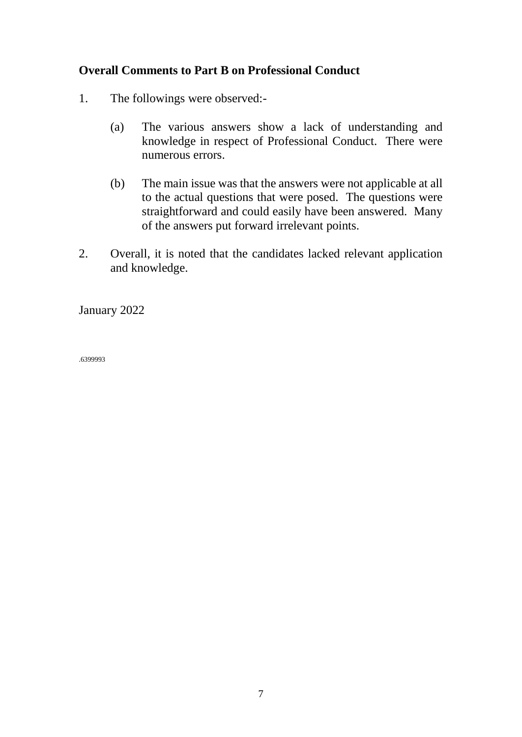**Overall Comments to Part B on Professional Conduct**

1. The followings were observed:-

   (a) The various answers show a lack of understanding and knowledge in respect of Professional Conduct. There were numerous errors.

   (b) The main issue was that the answers were not applicable at all to the actual questions that were posed. The questions were straightforward and could easily have been answered. Many of the answers put forward irrelevant points.

2. Overall, it is noted that the candidates lacked relevant application and knowledge.

January 2022

.6399993